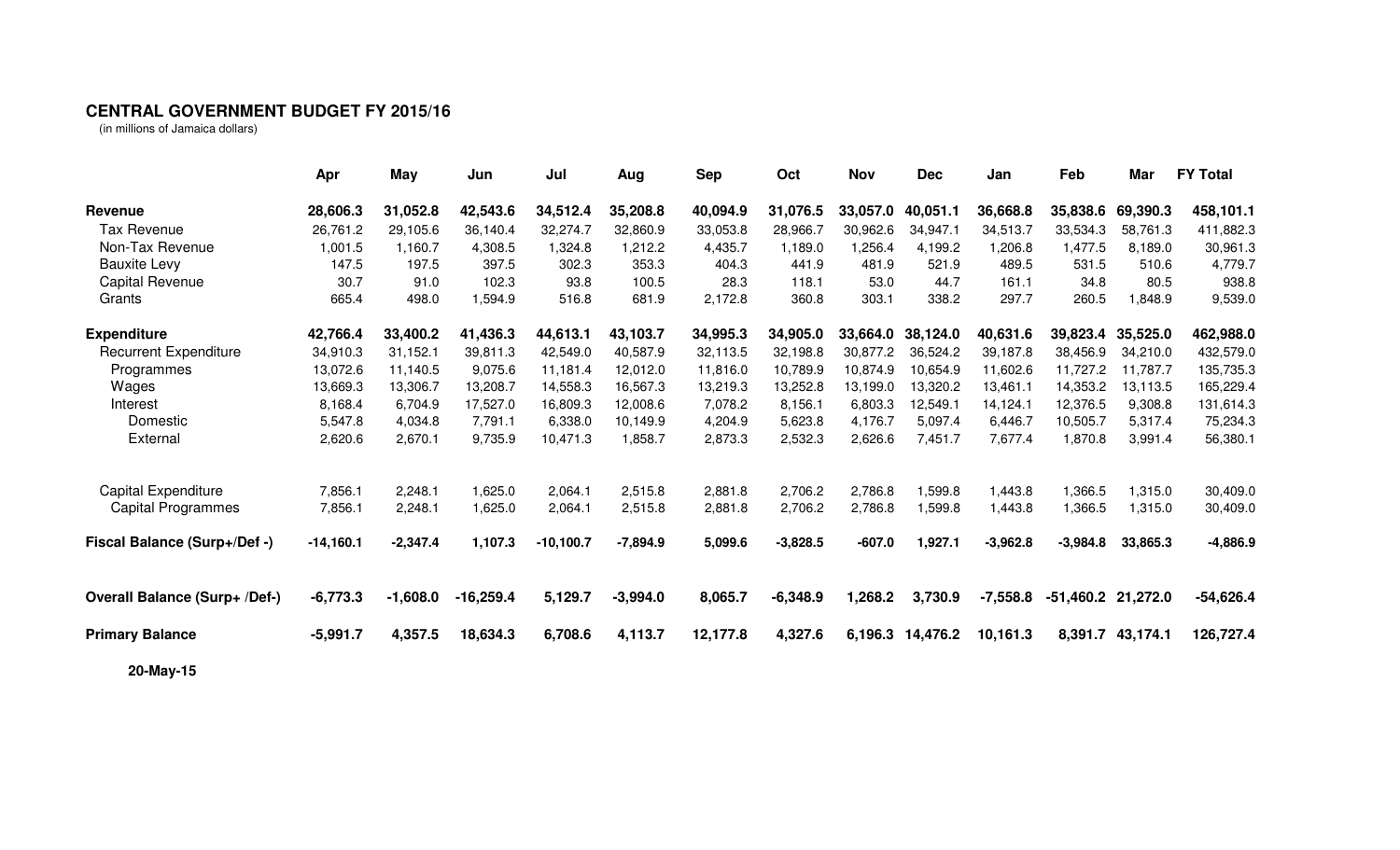## CENTRAL GOVERNMENT BUDGET FY 2015/16

(in millions of Jamaica dollars)

| | Apr | May | Jun | Jul | Aug | Sep | Oct | Nov | Dec | Jan | Feb | Mar | FY Total |
|---|---|---|---|---|---|---|---|---|---|---|---|---|---|
| **Revenue** | **28,606.3** | **31,052.8** | **42,543.6** | **34,512.4** | **35,208.8** | **40,094.9** | **31,076.5** | **33,057.0** | **40,051.1** | **36,668.8** | **35,838.6** | **69,390.3** | **458,101.1** |
| Tax Revenue | 26,761.2 | 29,105.6 | 36,140.4 | 32,274.7 | 32,860.9 | 33,053.8 | 28,966.7 | 30,962.6 | 34,947.1 | 34,513.7 | 33,534.3 | 58,761.3 | 411,882.3 |
| Non-Tax Revenue | 1,001.5 | 1,160.7 | 4,308.5 | 1,324.8 | 1,212.2 | 4,435.7 | 1,189.0 | 1,256.4 | 4,199.2 | 1,206.8 | 1,477.5 | 8,189.0 | 30,961.3 |
| Bauxite Levy | 147.5 | 197.5 | 397.5 | 302.3 | 353.3 | 404.3 | 441.9 | 481.9 | 521.9 | 489.5 | 531.5 | 510.6 | 4,779.7 |
| Capital Revenue | 30.7 | 91.0 | 102.3 | 93.8 | 100.5 | 28.3 | 118.1 | 53.0 | 44.7 | 161.1 | 34.8 | 80.5 | 938.8 |
| Grants | 665.4 | 498.0 | 1,594.9 | 516.8 | 681.9 | 2,172.8 | 360.8 | 303.1 | 338.2 | 297.7 | 260.5 | 1,848.9 | 9,539.0 |
| **Expenditure** | **42,766.4** | **33,400.2** | **41,436.3** | **44,613.1** | **43,103.7** | **34,995.3** | **34,905.0** | **33,664.0** | **38,124.0** | **40,631.6** | **39,823.4** | **35,525.0** | **462,988.0** |
| Recurrent Expenditure | 34,910.3 | 31,152.1 | 39,811.3 | 42,549.0 | 40,587.9 | 32,113.5 | 32,198.8 | 30,877.2 | 36,524.2 | 39,187.8 | 38,456.9 | 34,210.0 | 432,579.0 |
| Programmes | 13,072.6 | 11,140.5 | 9,075.6 | 11,181.4 | 12,012.0 | 11,816.0 | 10,789.9 | 10,874.9 | 10,654.9 | 11,602.6 | 11,727.2 | 11,787.7 | 135,735.3 |
| Wages | 13,669.3 | 13,306.7 | 13,208.7 | 14,558.3 | 16,567.3 | 13,219.3 | 13,252.8 | 13,199.0 | 13,320.2 | 13,461.1 | 14,353.2 | 13,113.5 | 165,229.4 |
| Interest | 8,168.4 | 6,704.9 | 17,527.0 | 16,809.3 | 12,008.6 | 7,078.2 | 8,156.1 | 6,803.3 | 12,549.1 | 14,124.1 | 12,376.5 | 9,308.8 | 131,614.3 |
| Domestic | 5,547.8 | 4,034.8 | 7,791.1 | 6,338.0 | 10,149.9 | 4,204.9 | 5,623.8 | 4,176.7 | 5,097.4 | 6,446.7 | 10,505.7 | 5,317.4 | 75,234.3 |
| External | 2,620.6 | 2,670.1 | 9,735.9 | 10,471.3 | 1,858.7 | 2,873.3 | 2,532.3 | 2,626.6 | 7,451.7 | 7,677.4 | 1,870.8 | 3,991.4 | 56,380.1 |
| Capital Expenditure | 7,856.1 | 2,248.1 | 1,625.0 | 2,064.1 | 2,515.8 | 2,881.8 | 2,706.2 | 2,786.8 | 1,599.8 | 1,443.8 | 1,366.5 | 1,315.0 | 30,409.0 |
| Capital Programmes | 7,856.1 | 2,248.1 | 1,625.0 | 2,064.1 | 2,515.8 | 2,881.8 | 2,706.2 | 2,786.8 | 1,599.8 | 1,443.8 | 1,366.5 | 1,315.0 | 30,409.0 |
| **Fiscal Balance (Surp+/Def -)** | **-14,160.1** | **-2,347.4** | **1,107.3** | **-10,100.7** | **-7,894.9** | **5,099.6** | **-3,828.5** | **-607.0** | **1,927.1** | **-3,962.8** | **-3,984.8** | **33,865.3** | **-4,886.9** |
| **Overall Balance (Surp+ /Def-)** | **-6,773.3** | **-1,608.0** | **-16,259.4** | **5,129.7** | **-3,994.0** | **8,065.7** | **-6,348.9** | **1,268.2** | **3,730.9** | **-7,558.8** | **-51,460.2** | **21,272.0** | **-54,626.4** |
| **Primary Balance** | **-5,991.7** | **4,357.5** | **18,634.3** | **6,708.6** | **4,113.7** | **12,177.8** | **4,327.6** | **6,196.3** | **14,476.2** | **10,161.3** | **8,391.7** | **43,174.1** | **126,727.4** |

**20-May-15**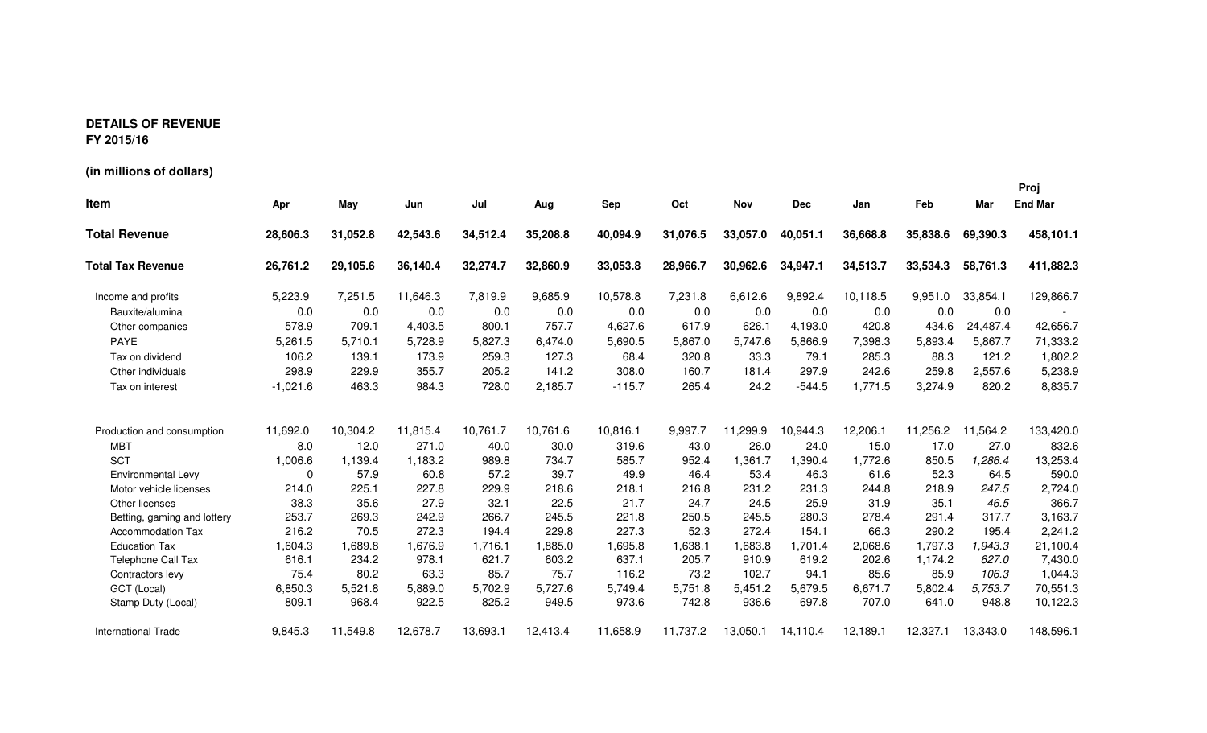**DETAILS OF REVENUE**
**FY 2015/16**

**(in millions of dollars)**

| Item | Apr | May | Jun | Jul | Aug | Sep | Oct | Nov | Dec | Jan | Feb | Mar | Proj End Mar |
|---|---|---|---|---|---|---|---|---|---|---|---|---|---|
| **Total Revenue** | **28,606.3** | **31,052.8** | **42,543.6** | **34,512.4** | **35,208.8** | **40,094.9** | **31,076.5** | **33,057.0** | **40,051.1** | **36,668.8** | **35,838.6** | **69,390.3** | **458,101.1** |
| **Total Tax Revenue** | **26,761.2** | **29,105.6** | **36,140.4** | **32,274.7** | **32,860.9** | **33,053.8** | **28,966.7** | **30,962.6** | **34,947.1** | **34,513.7** | **33,534.3** | **58,761.3** | **411,882.3** |
| Income and profits | 5,223.9 | 7,251.5 | 11,646.3 | 7,819.9 | 9,685.9 | 10,578.8 | 7,231.8 | 6,612.6 | 9,892.4 | 10,118.5 | 9,951.0 | 33,854.1 | 129,866.7 |
| Bauxite/alumina | 0.0 | 0.0 | 0.0 | 0.0 | 0.0 | 0.0 | 0.0 | 0.0 | 0.0 | 0.0 | 0.0 | 0.0 | - |
| Other companies | 578.9 | 709.1 | 4,403.5 | 800.1 | 757.7 | 4,627.6 | 617.9 | 626.1 | 4,193.0 | 420.8 | 434.6 | 24,487.4 | 42,656.7 |
| PAYE | 5,261.5 | 5,710.1 | 5,728.9 | 5,827.3 | 6,474.0 | 5,690.5 | 5,867.0 | 5,747.6 | 5,866.9 | 7,398.3 | 5,893.4 | 5,867.7 | 71,333.2 |
| Tax on dividend | 106.2 | 139.1 | 173.9 | 259.3 | 127.3 | 68.4 | 320.8 | 33.3 | 79.1 | 285.3 | 88.3 | 121.2 | 1,802.2 |
| Other individuals | 298.9 | 229.9 | 355.7 | 205.2 | 141.2 | 308.0 | 160.7 | 181.4 | 297.9 | 242.6 | 259.8 | 2,557.6 | 5,238.9 |
| Tax on interest | -1,021.6 | 463.3 | 984.3 | 728.0 | 2,185.7 | -115.7 | 265.4 | 24.2 | -544.5 | 1,771.5 | 3,274.9 | 820.2 | 8,835.7 |
| Production and consumption | 11,692.0 | 10,304.2 | 11,815.4 | 10,761.7 | 10,761.6 | 10,816.1 | 9,997.7 | 11,299.9 | 10,944.3 | 12,206.1 | 11,256.2 | 11,564.2 | 133,420.0 |
| MBT | 8.0 | 12.0 | 271.0 | 40.0 | 30.0 | 319.6 | 43.0 | 26.0 | 24.0 | 15.0 | 17.0 | 27.0 | 832.6 |
| SCT | 1,006.6 | 1,139.4 | 1,183.2 | 989.8 | 734.7 | 585.7 | 952.4 | 1,361.7 | 1,390.4 | 1,772.6 | 850.5 | *1,286.4* | 13,253.4 |
| Environmental Levy | 0 | 57.9 | 60.8 | 57.2 | 39.7 | 49.9 | 46.4 | 53.4 | 46.3 | 61.6 | 52.3 | 64.5 | 590.0 |
| Motor vehicle licenses | 214.0 | 225.1 | 227.8 | 229.9 | 218.6 | 218.1 | 216.8 | 231.2 | 231.3 | 244.8 | 218.9 | *247.5* | 2,724.0 |
| Other licenses | 38.3 | 35.6 | 27.9 | 32.1 | 22.5 | 21.7 | 24.7 | 24.5 | 25.9 | 31.9 | 35.1 | *46.5* | 366.7 |
| Betting, gaming and lottery | 253.7 | 269.3 | 242.9 | 266.7 | 245.5 | 221.8 | 250.5 | 245.5 | 280.3 | 278.4 | 291.4 | 317.7 | 3,163.7 |
| Accommodation Tax | 216.2 | 70.5 | 272.3 | 194.4 | 229.8 | 227.3 | 52.3 | 272.4 | 154.1 | 66.3 | 290.2 | 195.4 | 2,241.2 |
| Education Tax | 1,604.3 | 1,689.8 | 1,676.9 | 1,716.1 | 1,885.0 | 1,695.8 | 1,638.1 | 1,683.8 | 1,701.4 | 2,068.6 | 1,797.3 | *1,943.3* | 21,100.4 |
| Telephone Call Tax | 616.1 | 234.2 | 978.1 | 621.7 | 603.2 | 637.1 | 205.7 | 910.9 | 619.2 | 202.6 | 1,174.2 | *627.0* | 7,430.0 |
| Contractors levy | 75.4 | 80.2 | 63.3 | 85.7 | 75.7 | 116.2 | 73.2 | 102.7 | 94.1 | 85.6 | 85.9 | *106.3* | 1,044.3 |
| GCT (Local) | 6,850.3 | 5,521.8 | 5,889.0 | 5,702.9 | 5,727.6 | 5,749.4 | 5,751.8 | 5,451.2 | 5,679.5 | 6,671.7 | 5,802.4 | *5,753.7* | 70,551.3 |
| Stamp Duty (Local) | 809.1 | 968.4 | 922.5 | 825.2 | 949.5 | 973.6 | 742.8 | 936.6 | 697.8 | 707.0 | 641.0 | 948.8 | 10,122.3 |
| International Trade | 9,845.3 | 11,549.8 | 12,678.7 | 13,693.1 | 12,413.4 | 11,658.9 | 11,737.2 | 13,050.1 | 14,110.4 | 12,189.1 | 12,327.1 | 13,343.0 | 148,596.1 |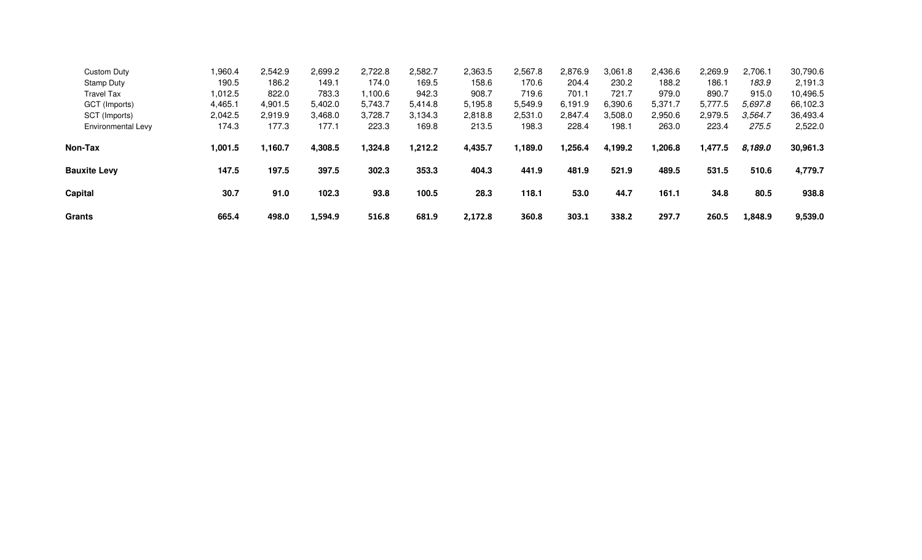| | | | | | | | | | | | | | |
|---|---|---|---|---|---|---|---|---|---|---|---|---|---|
| Custom Duty | 1,960.4 | 2,542.9 | 2,699.2 | 2,722.8 | 2,582.7 | 2,363.5 | 2,567.8 | 2,876.9 | 3,061.8 | 2,436.6 | 2,269.9 | 2,706.1 | 30,790.6 |
| Stamp Duty | 190.5 | 186.2 | 149.1 | 174.0 | 169.5 | 158.6 | 170.6 | 204.4 | 230.2 | 188.2 | 186.1 | *183.9* | 2,191.3 |
| Travel Tax | 1,012.5 | 822.0 | 783.3 | 1,100.6 | 942.3 | 908.7 | 719.6 | 701.1 | 721.7 | 979.0 | 890.7 | 915.0 | 10,496.5 |
| GCT (Imports) | 4,465.1 | 4,901.5 | 5,402.0 | 5,743.7 | 5,414.8 | 5,195.8 | 5,549.9 | 6,191.9 | 6,390.6 | 5,371.7 | 5,777.5 | *5,697.8* | 66,102.3 |
| SCT (Imports) | 2,042.5 | 2,919.9 | 3,468.0 | 3,728.7 | 3,134.3 | 2,818.8 | 2,531.0 | 2,847.4 | 3,508.0 | 2,950.6 | 2,979.5 | *3,564.7* | 36,493.4 |
| Environmental Levy | 174.3 | 177.3 | 177.1 | 223.3 | 169.8 | 213.5 | 198.3 | 228.4 | 198.1 | 263.0 | 223.4 | *275.5* | 2,522.0 |
| **Non-Tax** | **1,001.5** | **1,160.7** | **4,308.5** | **1,324.8** | **1,212.2** | **4,435.7** | **1,189.0** | **1,256.4** | **4,199.2** | **1,206.8** | **1,477.5** | ***8,189.0*** | **30,961.3** |
| **Bauxite Levy** | **147.5** | **197.5** | **397.5** | **302.3** | **353.3** | **404.3** | **441.9** | **481.9** | **521.9** | **489.5** | **531.5** | **510.6** | **4,779.7** |
| **Capital** | **30.7** | **91.0** | **102.3** | **93.8** | **100.5** | **28.3** | **118.1** | **53.0** | **44.7** | **161.1** | **34.8** | **80.5** | **938.8** |
| **Grants** | **665.4** | **498.0** | **1,594.9** | **516.8** | **681.9** | **2,172.8** | **360.8** | **303.1** | **338.2** | **297.7** | **260.5** | **1,848.9** | **9,539.0** |